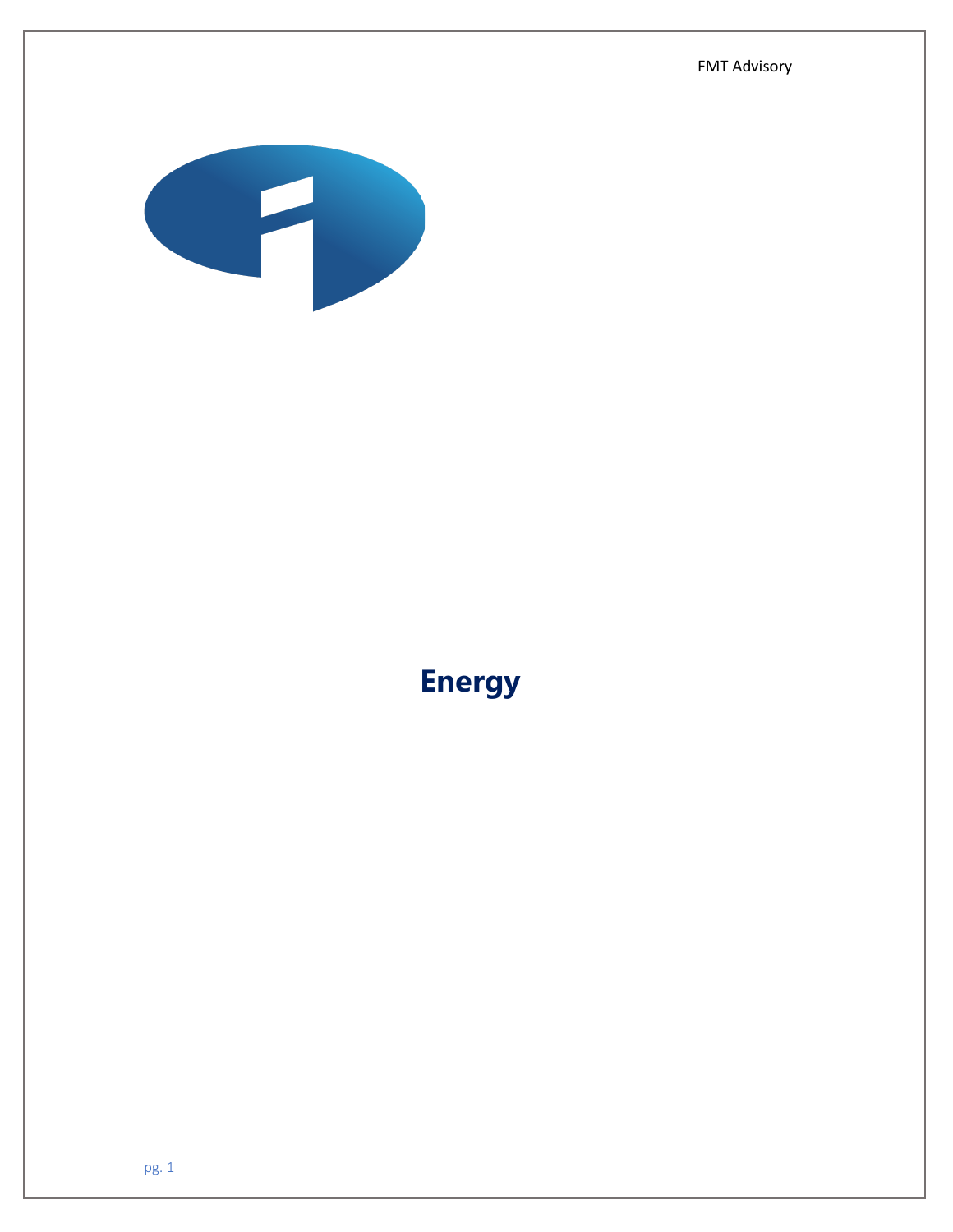FMT Advisory

# Energy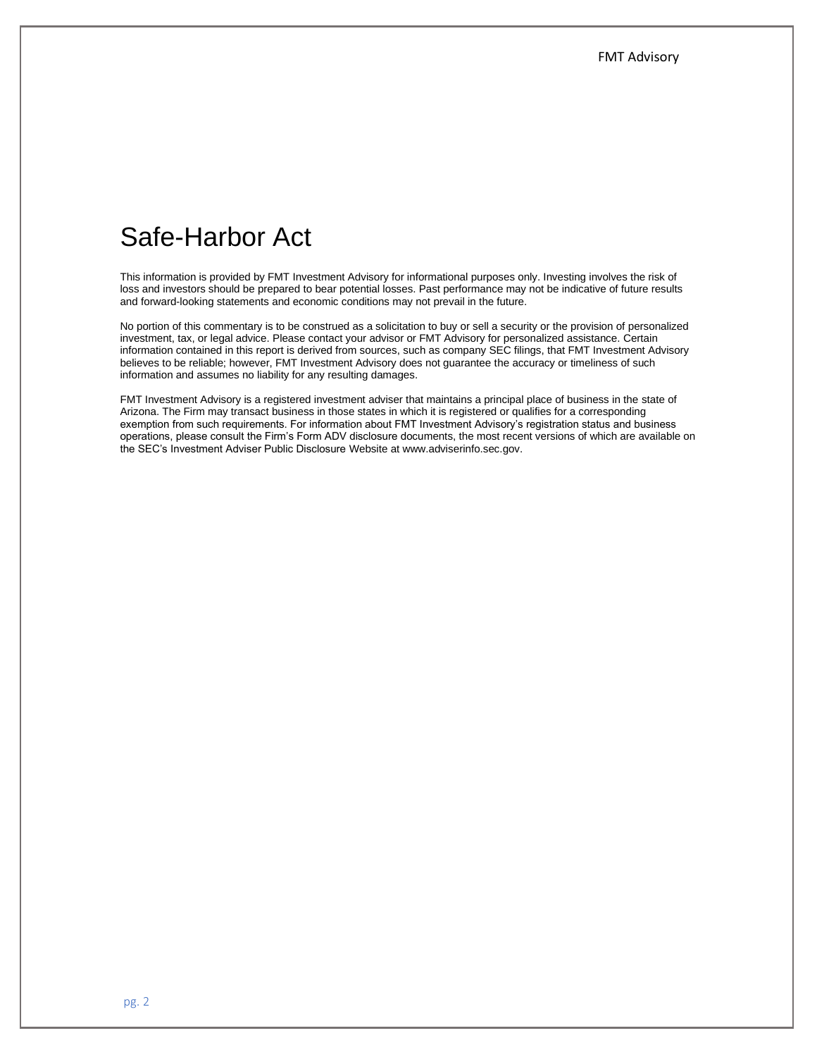# Safe-Harbor Act

This information is provided by FMT Investment Advisory for informational purposes only. Investing involves the risk of loss and investors should be prepared to bear potential losses. Past performance may not be indicative of future results and forward-looking statements and economic conditions may not prevail in the future.

No portion of this commentary is to be construed as a solicitation to buy or sell a security or the provision of personalized investment, tax, or legal advice. Please contact your advisor or FMT Advisory for personalized assistance. Certain information contained in this report is derived from sources, such as company SEC filings, that FMT Investment Advisory believes to be reliable; however, FMT Investment Advisory does not guarantee the accuracy or timeliness of such information and assumes no liability for any resulting damages.

FMT Investment Advisory is a registered investment adviser that maintains a principal place of business in the state of Arizona. The Firm may transact business in those states in which it is registered or qualifies for a corresponding exemption from such requirements. For information about FMT Investment Advisory's registration status and business operations, please consult the Firm's Form ADV disclosure documents, the most recent versions of which are available on the SEC's Investment Adviser Public Disclosure Website at www.adviserinfo.sec.gov.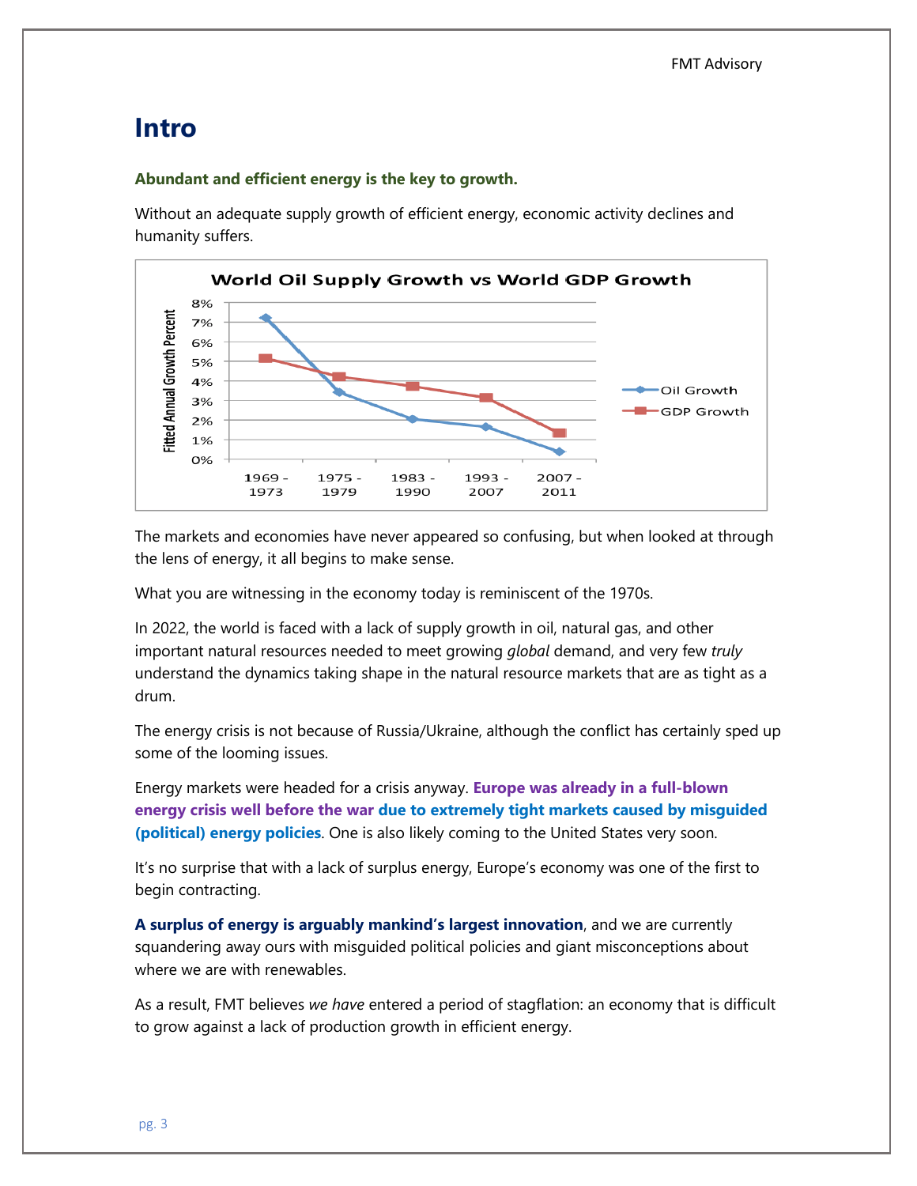# Intro

**Abundant and efficient energy is the key to growth.**

Without an adequate supply growth of efficient energy, economic activity declines and humanity suffers.

The markets and economies have never appeared so confusing, but when looked at through the lens of energy, it all begins to make sense.

What you are witnessing in the economy today is reminiscent of the 1970s.

In 2022, the world is faced with a lack of supply growth in oil, natural gas, and other important natural resources needed to meet growing *global* demand, and very few *truly* understand the dynamics taking shape in the natural resource markets that are as tight as a drum.

The energy crisis is not because of Russia/Ukraine, although the conflict has certainly sped up some of the looming issues.

Energy markets were headed for a crisis anyway. **Europe was already in a full-blown energy crisis well before the war due to extremely tight markets caused by misguided (political) energy policies**. One is also likely coming to the United States very soon.

It's no surprise that with a lack of surplus energy, Europe's economy was one of the first to begin contracting.

**A surplus of energy is arguably mankind's largest innovation**, and we are currently squandering away ours with misguided political policies and giant misconceptions about where we are with renewables.

As a result, FMT believes *we have* entered a period of stagflation: an economy that is difficult to grow against a lack of production growth in efficient energy.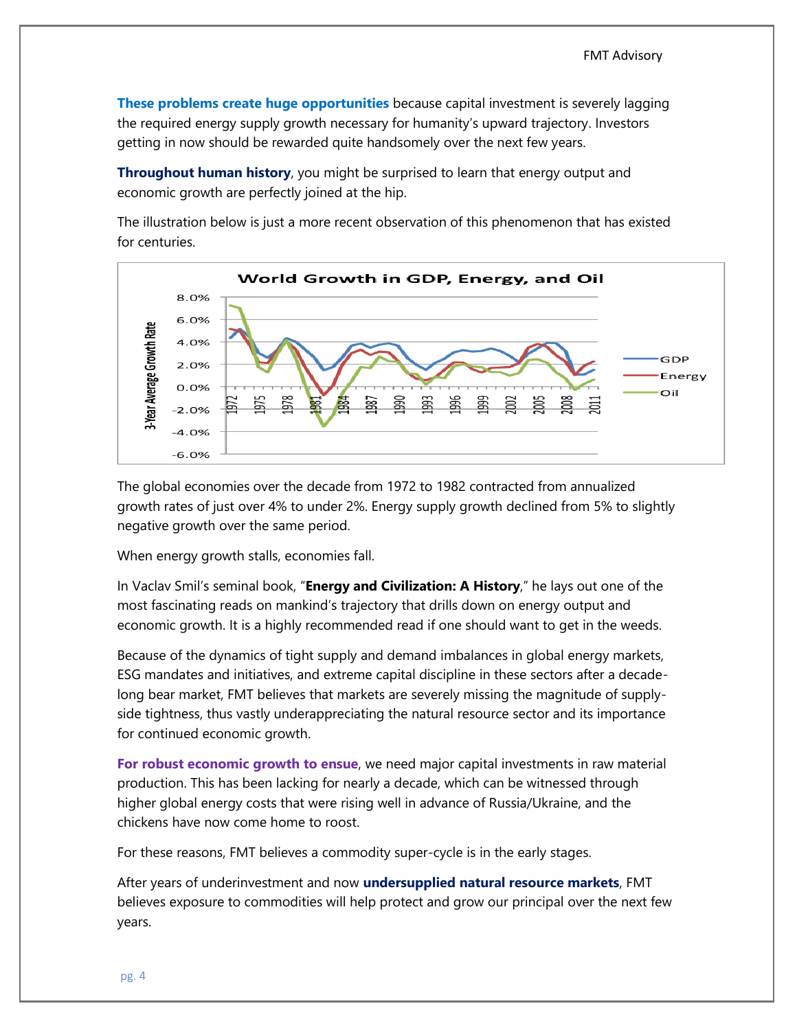**These problems create huge opportunities** because capital investment is severely lagging the required energy supply growth necessary for humanity's upward trajectory. Investors getting in now should be rewarded quite handsomely over the next few years.

**Throughout human history**, you might be surprised to learn that energy output and economic growth are perfectly joined at the hip.

The illustration below is just a more recent observation of this phenomenon that has existed for centuries.

The global economies over the decade from 1972 to 1982 contracted from annualized growth rates of just over 4% to under 2%. Energy supply growth declined from 5% to slightly negative growth over the same period.

When energy growth stalls, economies fall.

In Vaclav Smil's seminal book, "**Energy and Civilization: A History**," he lays out one of the most fascinating reads on mankind's trajectory that drills down on energy output and economic growth. It is a highly recommended read if one should want to get in the weeds.

Because of the dynamics of tight supply and demand imbalances in global energy markets, ESG mandates and initiatives, and extreme capital discipline in these sectors after a decade-long bear market, FMT believes that markets are severely missing the magnitude of supply-side tightness, thus vastly underappreciating the natural resource sector and its importance for continued economic growth.

**For robust economic growth to ensue**, we need major capital investments in raw material production. This has been lacking for nearly a decade, which can be witnessed through higher global energy costs that were rising well in advance of Russia/Ukraine, and the chickens have now come home to roost.

For these reasons, FMT believes a commodity super-cycle is in the early stages.

After years of underinvestment and now **undersupplied natural resource markets**, FMT believes exposure to commodities will help protect and grow our principal over the next few years.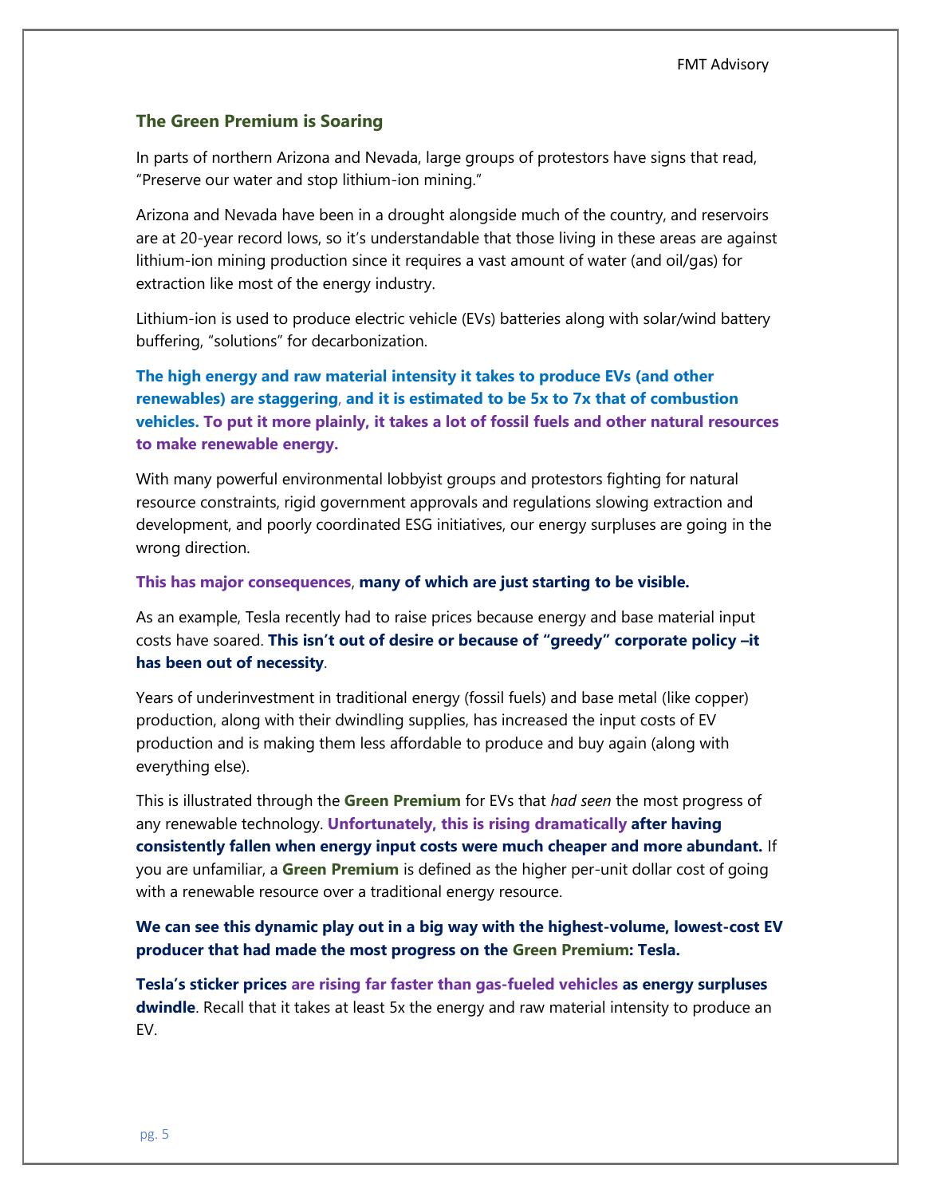## The Green Premium is Soaring

In parts of northern Arizona and Nevada, large groups of protestors have signs that read, "Preserve our water and stop lithium-ion mining."

Arizona and Nevada have been in a drought alongside much of the country, and reservoirs are at 20-year record lows, so it's understandable that those living in these areas are against lithium-ion mining production since it requires a vast amount of water (and oil/gas) for extraction like most of the energy industry.

Lithium-ion is used to produce electric vehicle (EVs) batteries along with solar/wind battery buffering, "solutions" for decarbonization.

**The high energy and raw material intensity it takes to produce EVs (and other renewables) are staggering, and it is estimated to be 5x to 7x that of combustion vehicles. To put it more plainly, it takes a lot of fossil fuels and other natural resources to make renewable energy.**

With many powerful environmental lobbyist groups and protestors fighting for natural resource constraints, rigid government approvals and regulations slowing extraction and development, and poorly coordinated ESG initiatives, our energy surpluses are going in the wrong direction.

**This has major consequences, many of which are just starting to be visible.**

As an example, Tesla recently had to raise prices because energy and base material input costs have soared. **This isn't out of desire or because of "greedy" corporate policy –it has been out of necessity**.

Years of underinvestment in traditional energy (fossil fuels) and base metal (like copper) production, along with their dwindling supplies, has increased the input costs of EV production and is making them less affordable to produce and buy again (along with everything else).

This is illustrated through the **Green Premium** for EVs that *had seen* the most progress of any renewable technology. **Unfortunately, this is rising dramatically after having consistently fallen when energy input costs were much cheaper and more abundant.** If you are unfamiliar, a **Green Premium** is defined as the higher per-unit dollar cost of going with a renewable resource over a traditional energy resource.

**We can see this dynamic play out in a big way with the highest-volume, lowest-cost EV producer that had made the most progress on the Green Premium: Tesla.**

**Tesla's sticker prices are rising far faster than gas-fueled vehicles as energy surpluses dwindle**. Recall that it takes at least 5x the energy and raw material intensity to produce an EV.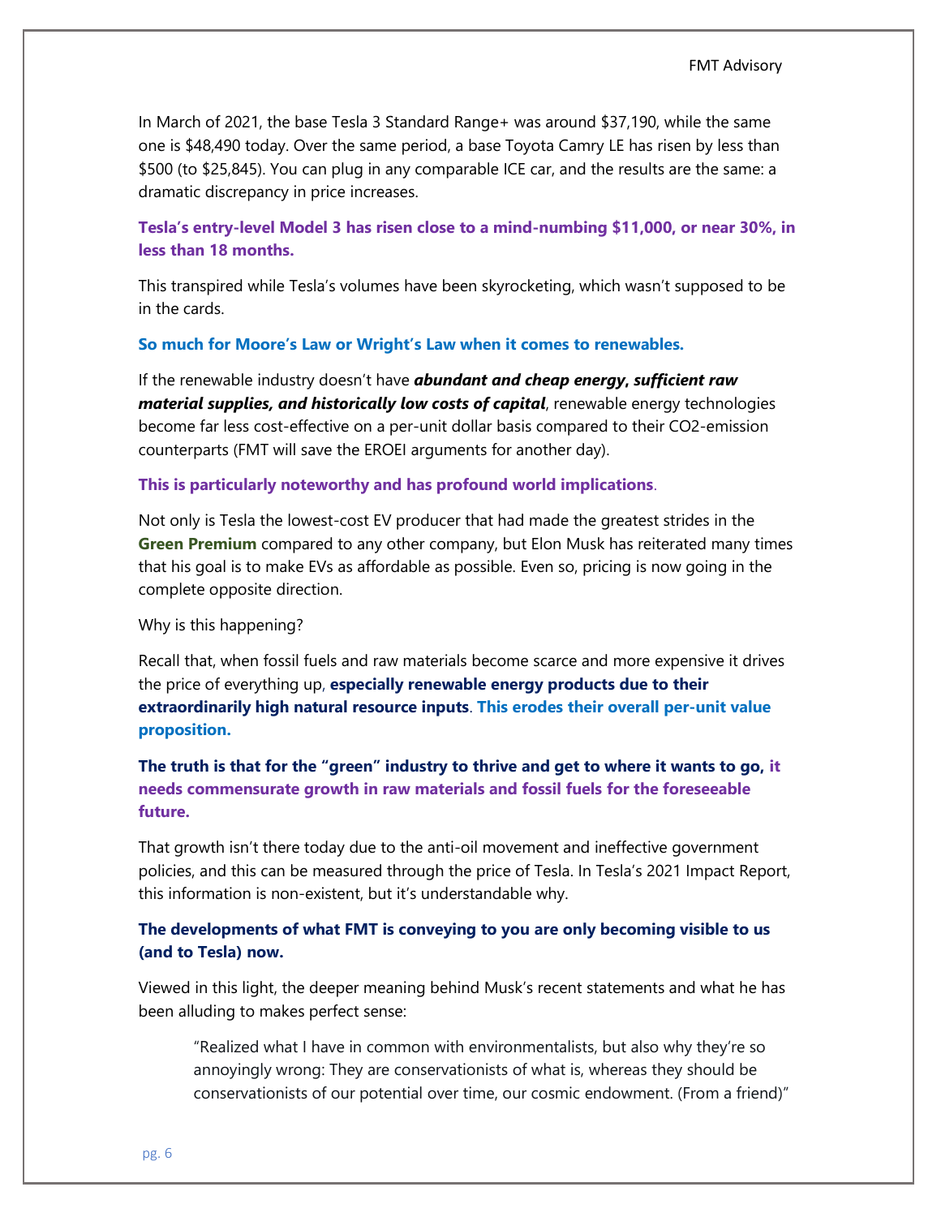In March of 2021, the base Tesla 3 Standard Range+ was around $37,190, while the same one is $48,490 today. Over the same period, a base Toyota Camry LE has risen by less than $500 (to $25,845). You can plug in any comparable ICE car, and the results are the same: a dramatic discrepancy in price increases.

**Tesla's entry-level Model 3 has risen close to a mind-numbing $11,000, or near 30%, in less than 18 months.**

This transpired while Tesla's volumes have been skyrocketing, which wasn't supposed to be in the cards.

**So much for Moore's Law or Wright's Law when it comes to renewables.**

If the renewable industry doesn't have ***abundant and cheap energy, sufficient raw material supplies, and historically low costs of capital***, renewable energy technologies become far less cost-effective on a per-unit dollar basis compared to their CO2-emission counterparts (FMT will save the EROEI arguments for another day).

**This is particularly noteworthy and has profound world implications**.

Not only is Tesla the lowest-cost EV producer that had made the greatest strides in the **Green Premium** compared to any other company, but Elon Musk has reiterated many times that his goal is to make EVs as affordable as possible. Even so, pricing is now going in the complete opposite direction.

Why is this happening?

Recall that, when fossil fuels and raw materials become scarce and more expensive it drives the price of everything up, **especially renewable energy products due to their extraordinarily high natural resource inputs**. **This erodes their overall per-unit value proposition.**

**The truth is that for the "green" industry to thrive and get to where it wants to go, it needs commensurate growth in raw materials and fossil fuels for the foreseeable future.**

That growth isn't there today due to the anti-oil movement and ineffective government policies, and this can be measured through the price of Tesla. In Tesla's 2021 Impact Report, this information is non-existent, but it's understandable why.

**The developments of what FMT is conveying to you are only becoming visible to us (and to Tesla) now.**

Viewed in this light, the deeper meaning behind Musk's recent statements and what he has been alluding to makes perfect sense:

> "Realized what I have in common with environmentalists, but also why they're so annoyingly wrong: They are conservationists of what is, whereas they should be conservationists of our potential over time, our cosmic endowment. (From a friend)"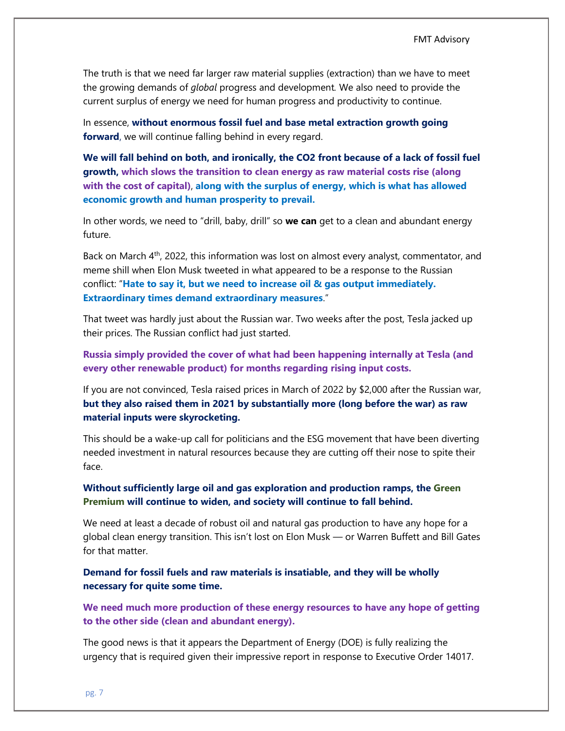The truth is that we need far larger raw material supplies (extraction) than we have to meet the growing demands of *global* progress and development. We also need to provide the current surplus of energy we need for human progress and productivity to continue.

In essence, **without enormous fossil fuel and base metal extraction growth going forward**, we will continue falling behind in every regard.

**We will fall behind on both, and ironically, the CO2 front because of a lack of fossil fuel growth, which slows the transition to clean energy as raw material costs rise (along with the cost of capital), along with the surplus of energy, which is what has allowed economic growth and human prosperity to prevail.**

In other words, we need to "drill, baby, drill" so **we can** get to a clean and abundant energy future.

Back on March 4th, 2022, this information was lost on almost every analyst, commentator, and meme shill when Elon Musk tweeted in what appeared to be a response to the Russian conflict: "**Hate to say it, but we need to increase oil & gas output immediately. Extraordinary times demand extraordinary measures**."

That tweet was hardly just about the Russian war. Two weeks after the post, Tesla jacked up their prices. The Russian conflict had just started.

**Russia simply provided the cover of what had been happening internally at Tesla (and every other renewable product) for months regarding rising input costs.**

If you are not convinced, Tesla raised prices in March of 2022 by $2,000 after the Russian war, **but they also raised them in 2021 by substantially more (long before the war) as raw material inputs were skyrocketing.**

This should be a wake-up call for politicians and the ESG movement that have been diverting needed investment in natural resources because they are cutting off their nose to spite their face.

**Without sufficiently large oil and gas exploration and production ramps, the Green Premium will continue to widen, and society will continue to fall behind.**

We need at least a decade of robust oil and natural gas production to have any hope for a global clean energy transition. This isn't lost on Elon Musk — or Warren Buffett and Bill Gates for that matter.

**Demand for fossil fuels and raw materials is insatiable, and they will be wholly necessary for quite some time.**

**We need much more production of these energy resources to have any hope of getting to the other side (clean and abundant energy).**

The good news is that it appears the Department of Energy (DOE) is fully realizing the urgency that is required given their impressive report in response to Executive Order 14017.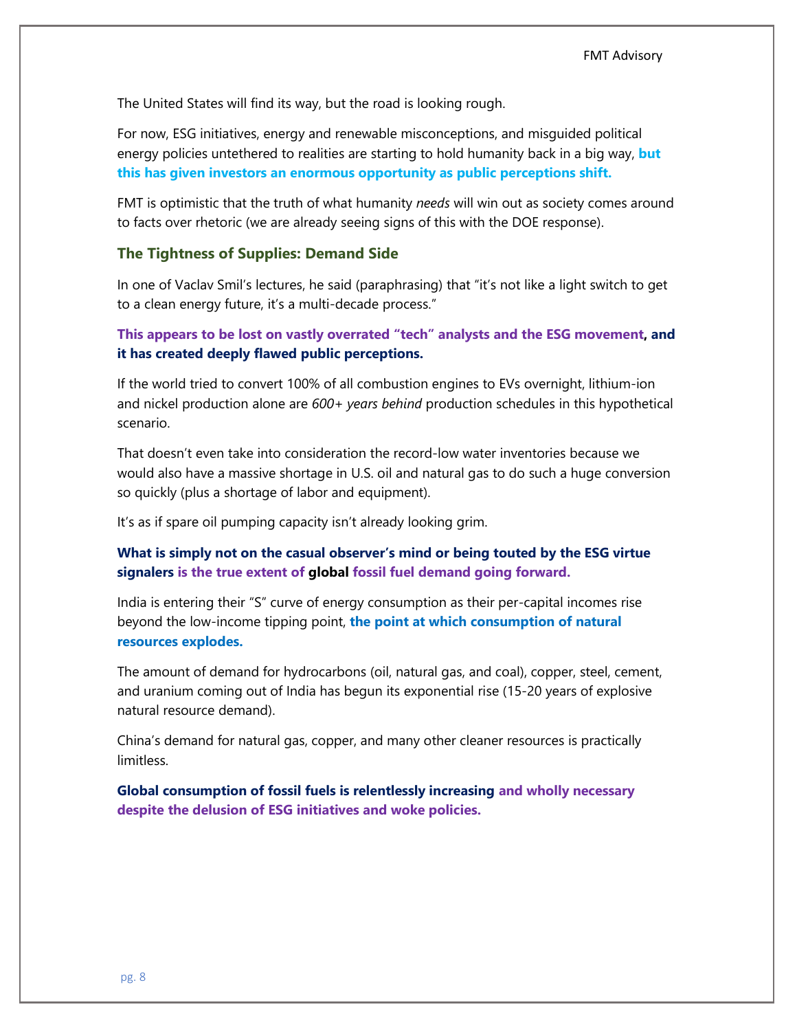The United States will find its way, but the road is looking rough.

For now, ESG initiatives, energy and renewable misconceptions, and misguided political energy policies untethered to realities are starting to hold humanity back in a big way, **but this has given investors an enormous opportunity as public perceptions shift.**

FMT is optimistic that the truth of what humanity *needs* will win out as society comes around to facts over rhetoric (we are already seeing signs of this with the DOE response).

### The Tightness of Supplies: Demand Side

In one of Vaclav Smil's lectures, he said (paraphrasing) that "it's not like a light switch to get to a clean energy future, it's a multi-decade process."

**This appears to be lost on vastly overrated "tech" analysts and the ESG movement, and it has created deeply flawed public perceptions.**

If the world tried to convert 100% of all combustion engines to EVs overnight, lithium-ion and nickel production alone are *600+ years behind* production schedules in this hypothetical scenario.

That doesn't even take into consideration the record-low water inventories because we would also have a massive shortage in U.S. oil and natural gas to do such a huge conversion so quickly (plus a shortage of labor and equipment).

It's as if spare oil pumping capacity isn't already looking grim.

**What is simply not on the casual observer's mind or being touted by the ESG virtue signalers is the true extent of global fossil fuel demand going forward.**

India is entering their "S" curve of energy consumption as their per-capital incomes rise beyond the low-income tipping point, **the point at which consumption of natural resources explodes.**

The amount of demand for hydrocarbons (oil, natural gas, and coal), copper, steel, cement, and uranium coming out of India has begun its exponential rise (15-20 years of explosive natural resource demand).

China's demand for natural gas, copper, and many other cleaner resources is practically limitless.

**Global consumption of fossil fuels is relentlessly increasing and wholly necessary despite the delusion of ESG initiatives and woke policies.**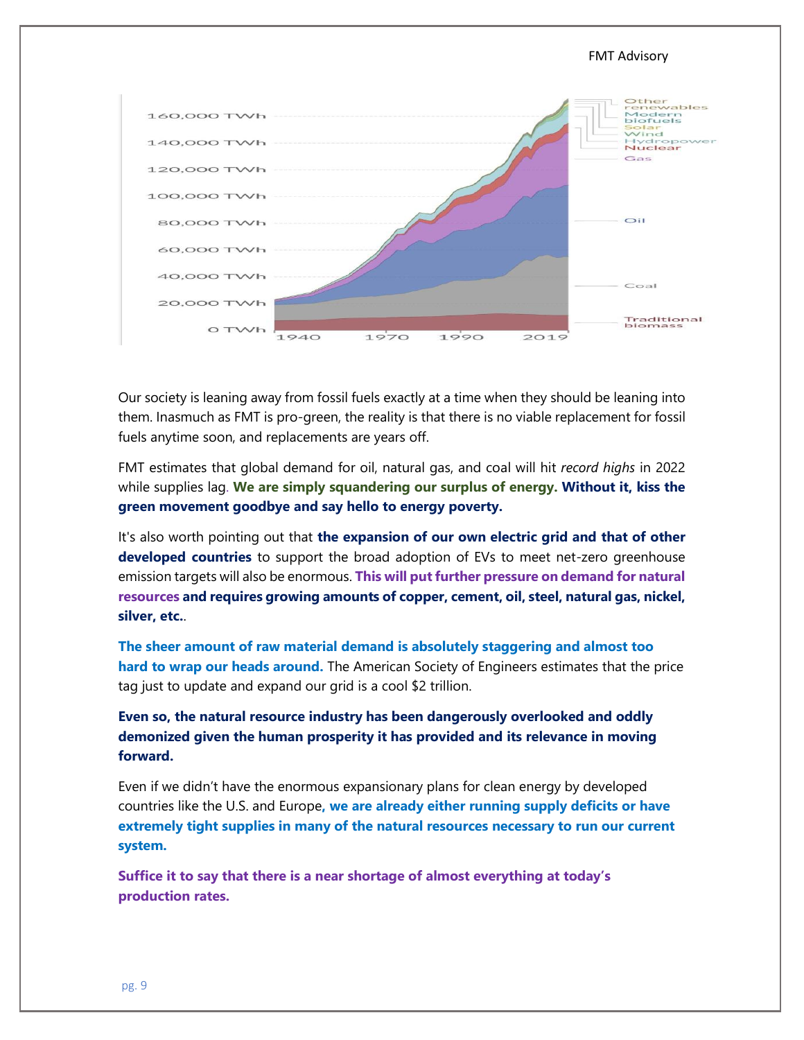Our society is leaning away from fossil fuels exactly at a time when they should be leaning into them. Inasmuch as FMT is pro-green, the reality is that there is no viable replacement for fossil fuels anytime soon, and replacements are years off.

FMT estimates that global demand for oil, natural gas, and coal will hit *record highs* in 2022 while supplies lag. **We are simply squandering our surplus of energy. Without it, kiss the green movement goodbye and say hello to energy poverty.**

It's also worth pointing out that **the expansion of our own electric grid and that of other developed countries** to support the broad adoption of EVs to meet net-zero greenhouse emission targets will also be enormous. **This will put further pressure on demand for natural resources and requires growing amounts of copper, cement, oil, steel, natural gas, nickel, silver, etc.**.

**The sheer amount of raw material demand is absolutely staggering and almost too hard to wrap our heads around.** The American Society of Engineers estimates that the price tag just to update and expand our grid is a cool $2 trillion.

**Even so, the natural resource industry has been dangerously overlooked and oddly demonized given the human prosperity it has provided and its relevance in moving forward.**

Even if we didn't have the enormous expansionary plans for clean energy by developed countries like the U.S. and Europe**, we are already either running supply deficits or have extremely tight supplies in many of the natural resources necessary to run our current system.**

**Suffice it to say that there is a near shortage of almost everything at today's production rates.**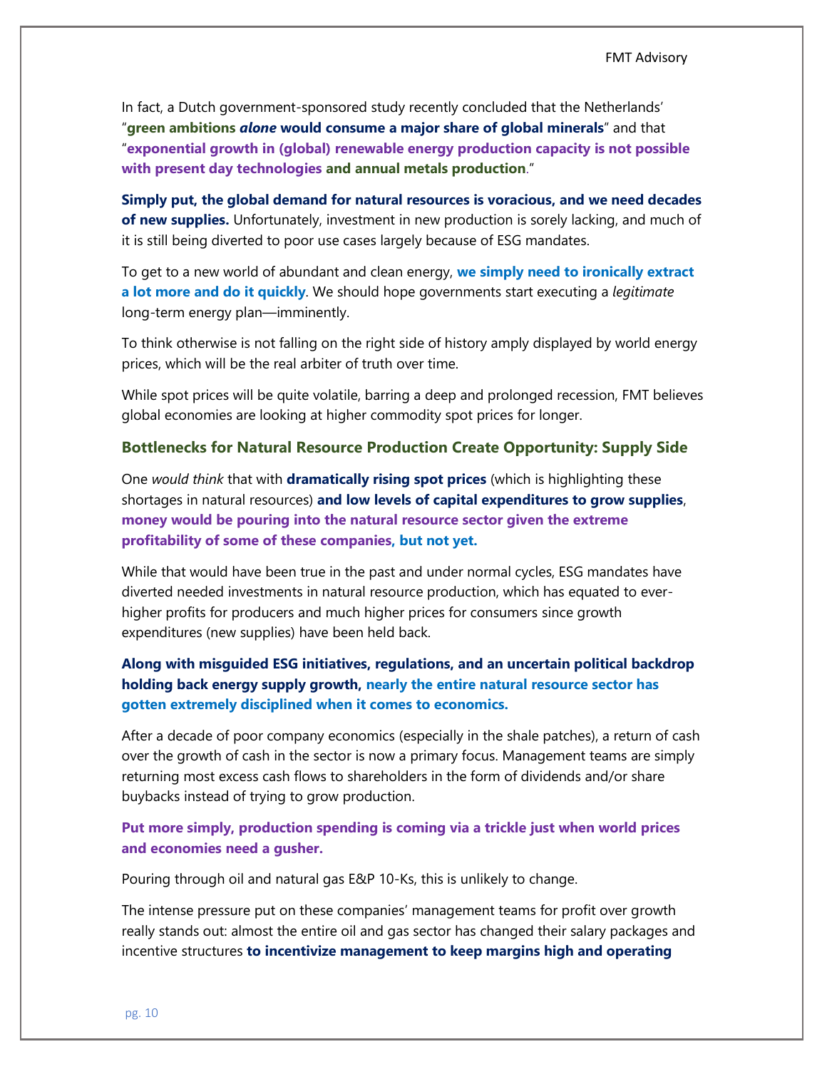In fact, a Dutch government-sponsored study recently concluded that the Netherlands' "**green ambitions *alone* would consume a major share of global minerals**" and that "**exponential growth in (global) renewable energy production capacity is not possible with present day technologies and annual metals production**."

**Simply put, the global demand for natural resources is voracious, and we need decades of new supplies.** Unfortunately, investment in new production is sorely lacking, and much of it is still being diverted to poor use cases largely because of ESG mandates.

To get to a new world of abundant and clean energy, **we simply need to ironically extract a lot more and do it quickly**. We should hope governments start executing a *legitimate* long-term energy plan—imminently.

To think otherwise is not falling on the right side of history amply displayed by world energy prices, which will be the real arbiter of truth over time.

While spot prices will be quite volatile, barring a deep and prolonged recession, FMT believes global economies are looking at higher commodity spot prices for longer.

## Bottlenecks for Natural Resource Production Create Opportunity: Supply Side

One *would think* that with **dramatically rising spot prices** (which is highlighting these shortages in natural resources) **and low levels of capital expenditures to grow supplies**, **money would be pouring into the natural resource sector given the extreme profitability of some of these companies, but not yet.**

While that would have been true in the past and under normal cycles, ESG mandates have diverted needed investments in natural resource production, which has equated to ever-higher profits for producers and much higher prices for consumers since growth expenditures (new supplies) have been held back.

**Along with misguided ESG initiatives, regulations, and an uncertain political backdrop holding back energy supply growth, nearly the entire natural resource sector has gotten extremely disciplined when it comes to economics.**

After a decade of poor company economics (especially in the shale patches), a return of cash over the growth of cash in the sector is now a primary focus. Management teams are simply returning most excess cash flows to shareholders in the form of dividends and/or share buybacks instead of trying to grow production.

**Put more simply, production spending is coming via a trickle just when world prices and economies need a gusher.**

Pouring through oil and natural gas E&P 10-Ks, this is unlikely to change.

The intense pressure put on these companies' management teams for profit over growth really stands out: almost the entire oil and gas sector has changed their salary packages and incentive structures **to incentivize management to keep margins high and operating**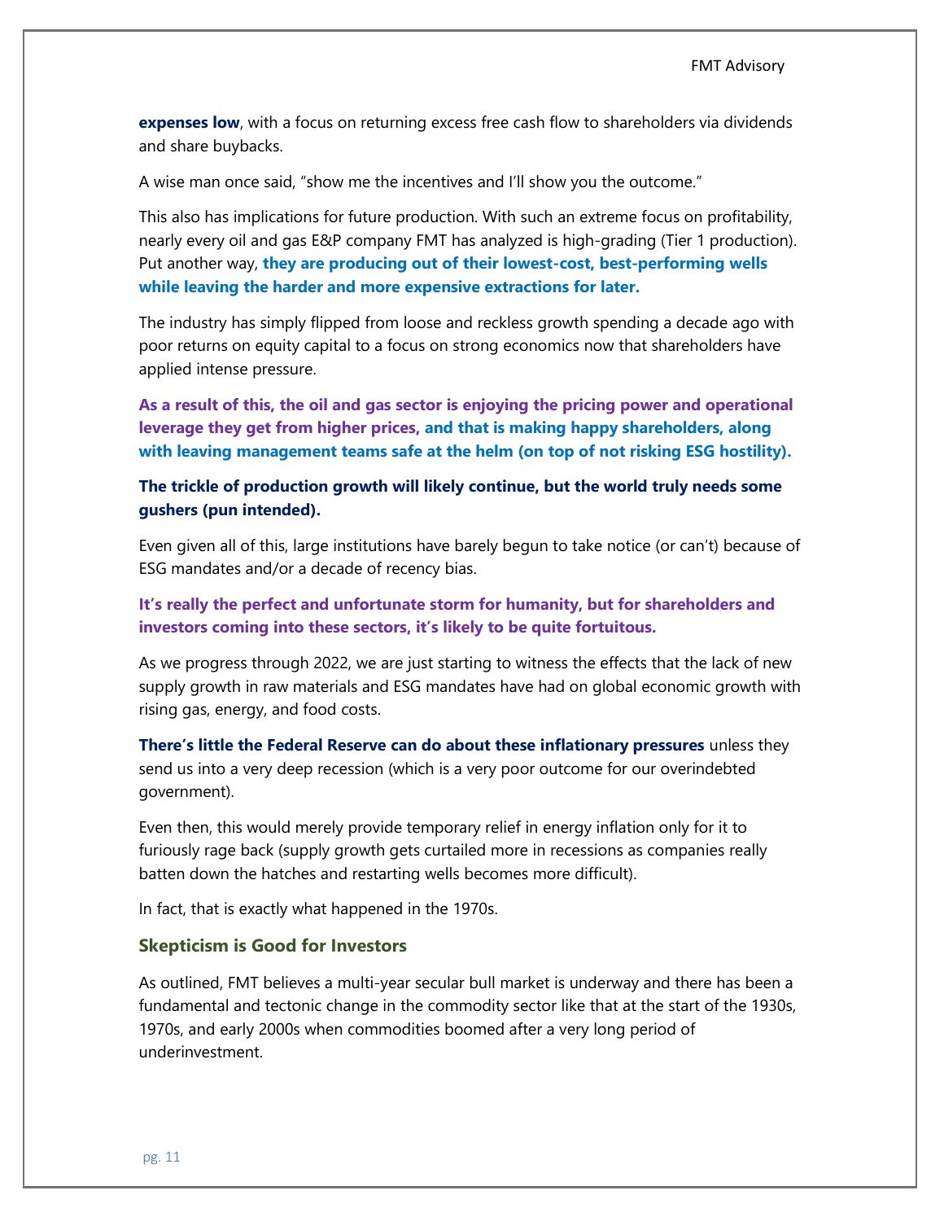**expenses low**, with a focus on returning excess free cash flow to shareholders via dividends and share buybacks.

A wise man once said, "show me the incentives and I'll show you the outcome."

This also has implications for future production. With such an extreme focus on profitability, nearly every oil and gas E&P company FMT has analyzed is high-grading (Tier 1 production). Put another way, **they are producing out of their lowest-cost, best-performing wells while leaving the harder and more expensive extractions for later.**

The industry has simply flipped from loose and reckless growth spending a decade ago with poor returns on equity capital to a focus on strong economics now that shareholders have applied intense pressure.

**As a result of this, the oil and gas sector is enjoying the pricing power and operational leverage they get from higher prices, and that is making happy shareholders, along with leaving management teams safe at the helm (on top of not risking ESG hostility).**

**The trickle of production growth will likely continue, but the world truly needs some gushers (pun intended).**

Even given all of this, large institutions have barely begun to take notice (or can't) because of ESG mandates and/or a decade of recency bias.

**It's really the perfect and unfortunate storm for humanity, but for shareholders and investors coming into these sectors, it's likely to be quite fortuitous.**

As we progress through 2022, we are just starting to witness the effects that the lack of new supply growth in raw materials and ESG mandates have had on global economic growth with rising gas, energy, and food costs.

**There's little the Federal Reserve can do about these inflationary pressures** unless they send us into a very deep recession (which is a very poor outcome for our overindebted government).

Even then, this would merely provide temporary relief in energy inflation only for it to furiously rage back (supply growth gets curtailed more in recessions as companies really batten down the hatches and restarting wells becomes more difficult).

In fact, that is exactly what happened in the 1970s.

### Skepticism is Good for Investors

As outlined, FMT believes a multi-year secular bull market is underway and there has been a fundamental and tectonic change in the commodity sector like that at the start of the 1930s, 1970s, and early 2000s when commodities boomed after a very long period of underinvestment.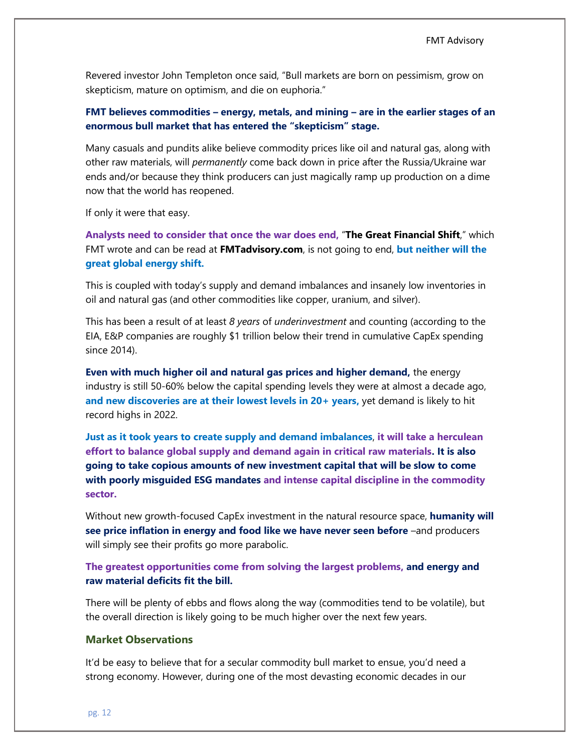Revered investor John Templeton once said, "Bull markets are born on pessimism, grow on skepticism, mature on optimism, and die on euphoria."

**FMT believes commodities – energy, metals, and mining – are in the earlier stages of an enormous bull market that has entered the "skepticism" stage.**

Many casuals and pundits alike believe commodity prices like oil and natural gas, along with other raw materials, will *permanently* come back down in price after the Russia/Ukraine war ends and/or because they think producers can just magically ramp up production on a dime now that the world has reopened.

If only it were that easy.

**Analysts need to consider that once the war does end,** "**The Great Financial Shift**," which FMT wrote and can be read at **FMTadvisory.com**, is not going to end, **but neither will the great global energy shift.**

This is coupled with today's supply and demand imbalances and insanely low inventories in oil and natural gas (and other commodities like copper, uranium, and silver).

This has been a result of at least *8 years* of *underinvestment* and counting (according to the EIA, E&P companies are roughly $1 trillion below their trend in cumulative CapEx spending since 2014).

**Even with much higher oil and natural gas prices and higher demand,** the energy industry is still 50-60% below the capital spending levels they were at almost a decade ago, **and new discoveries are at their lowest levels in 20+ years,** yet demand is likely to hit record highs in 2022.

**Just as it took years to create supply and demand imbalances**, **it will take a herculean effort to balance global supply and demand again in critical raw materials. It is also going to take copious amounts of new investment capital that will be slow to come with poorly misguided ESG mandates and intense capital discipline in the commodity sector.**

Without new growth-focused CapEx investment in the natural resource space, **humanity will see price inflation in energy and food like we have never seen before** –and producers will simply see their profits go more parabolic.

**The greatest opportunities come from solving the largest problems, and energy and raw material deficits fit the bill.**

There will be plenty of ebbs and flows along the way (commodities tend to be volatile), but the overall direction is likely going to be much higher over the next few years.

### Market Observations

It'd be easy to believe that for a secular commodity bull market to ensue, you'd need a strong economy. However, during one of the most devasting economic decades in our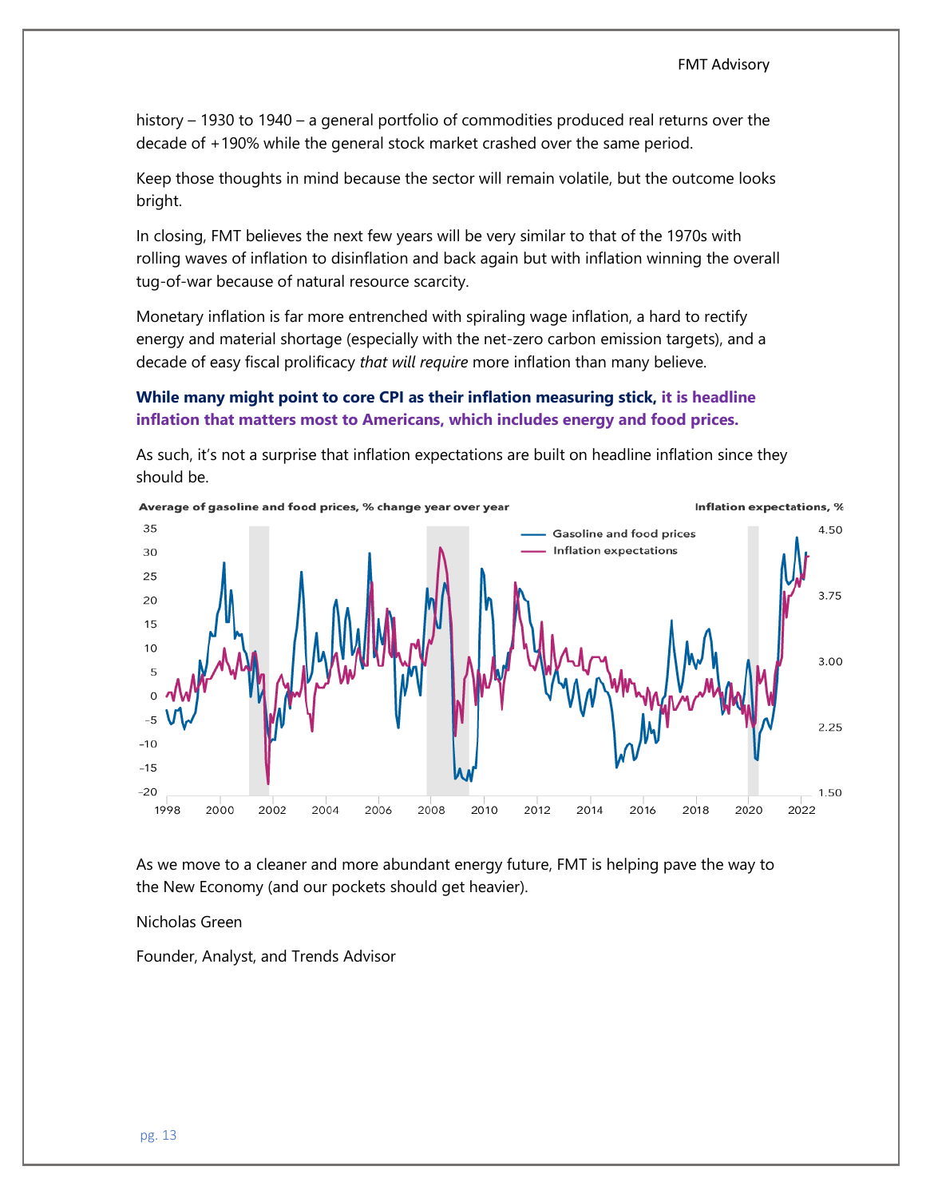history – 1930 to 1940 – a general portfolio of commodities produced real returns over the decade of +190% while the general stock market crashed over the same period.

Keep those thoughts in mind because the sector will remain volatile, but the outcome looks bright.

In closing, FMT believes the next few years will be very similar to that of the 1970s with rolling waves of inflation to disinflation and back again but with inflation winning the overall tug-of-war because of natural resource scarcity.

Monetary inflation is far more entrenched with spiraling wage inflation, a hard to rectify energy and material shortage (especially with the net-zero carbon emission targets), and a decade of easy fiscal prolificacy *that will require* more inflation than many believe.

**While many might point to core CPI as their inflation measuring stick, it is headline inflation that matters most to Americans, which includes energy and food prices.**

As such, it's not a surprise that inflation expectations are built on headline inflation since they should be.

As we move to a cleaner and more abundant energy future, FMT is helping pave the way to the New Economy (and our pockets should get heavier).

Nicholas Green

Founder, Analyst, and Trends Advisor